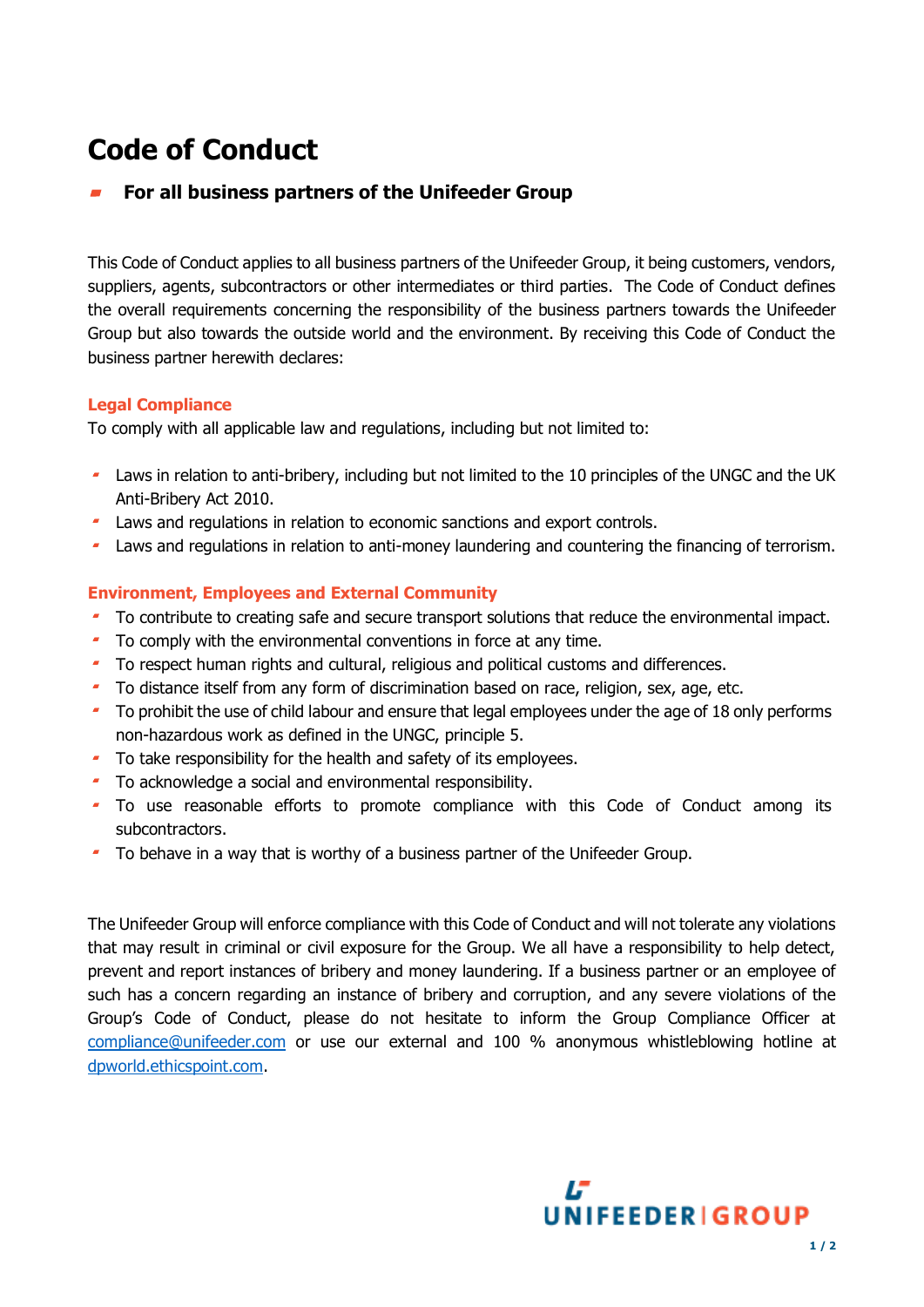# Code of Conduct

## For all business partners of the Unifeeder Group

This Code of Conduct applies to all business partners of the Unifeeder Group, it being customers, vendors, suppliers, agents, subcontractors or other intermediates or third parties. The Code of Conduct defines the overall requirements concerning the responsibility of the business partners towards the Unifeeder Group but also towards the outside world and the environment. By receiving this Code of Conduct the business partner herewith declares:

### Legal Compliance

To comply with all applicable law and regulations, including but not limited to:

- Laws in relation to anti-bribery, including but not limited to the 10 principles of the UNGC and the UK Anti-Bribery Act 2010.
- Laws and regulations in relation to economic sanctions and export controls.
- Laws and regulations in relation to anti-money laundering and countering the financing of terrorism.

### Environment, Employees and External Community

- To contribute to creating safe and secure transport solutions that reduce the environmental impact.
- To comply with the environmental conventions in force at any time.
- To respect human rights and cultural, religious and political customs and differences.
- To distance itself from any form of discrimination based on race, religion, sex, age, etc.
- To prohibit the use of child labour and ensure that legal employees under the age of 18 only performs non-hazardous work as defined in the UNGC, principle 5.
- To take responsibility for the health and safety of its employees.
- To acknowledge a social and environmental responsibility.
- To use reasonable efforts to promote compliance with this Code of Conduct among its subcontractors.
- To behave in a way that is worthy of a business partner of the Unifeeder Group.

The Unifeeder Group will enforce compliance with this Code of Conduct and will not tolerate any violations that may result in criminal or civil exposure for the Group. We all have a responsibility to help detect, prevent and report instances of bribery and money laundering. If a business partner or an employee of such has a concern regarding an instance of bribery and corruption, and any severe violations of the Group's Code of Conduct, please do not hesitate to inform the Group Compliance Officer at compliance@unifeeder.com or use our external and 100 % anonymous whistleblowing hotline at dpworld.ethicspoint.com.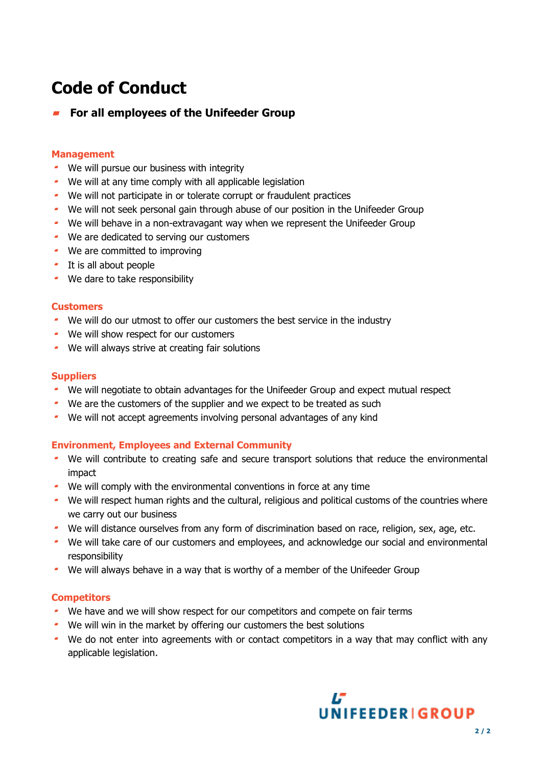# Code of Conduct

## For all employees of the Unifeeder Group

### Management

- We will pursue our business with integrity
- We will at any time comply with all applicable legislation
- We will not participate in or tolerate corrupt or fraudulent practices
- We will not seek personal gain through abuse of our position in the Unifeeder Group
- We will behave in a non-extravagant way when we represent the Unifeeder Group
- We are dedicated to serving our customers
- We are committed to improving
- It is all about people
- We dare to take responsibility

### Customers

- We will do our utmost to offer our customers the best service in the industry
- We will show respect for our customers
- We will always strive at creating fair solutions

### Suppliers

- We will negotiate to obtain advantages for the Unifeeder Group and expect mutual respect
- We are the customers of the supplier and we expect to be treated as such
- We will not accept agreements involving personal advantages of any kind

### Environment, Employees and External Community

- We will contribute to creating safe and secure transport solutions that reduce the environmental impact
- We will comply with the environmental conventions in force at any time
- We will respect human rights and the cultural, religious and political customs of the countries where we carry out our business
- We will distance ourselves from any form of discrimination based on race, religion, sex, age, etc.
- We will take care of our customers and employees, and acknowledge our social and environmental responsibility
- We will always behave in a way that is worthy of a member of the Unifeeder Group

### Competitors

- We have and we will show respect for our competitors and compete on fair terms
- We will win in the market by offering our customers the best solutions
- We do not enter into agreements with or contact competitors in a way that may conflict with any applicable legislation.

UNIFEEDER | GROUP